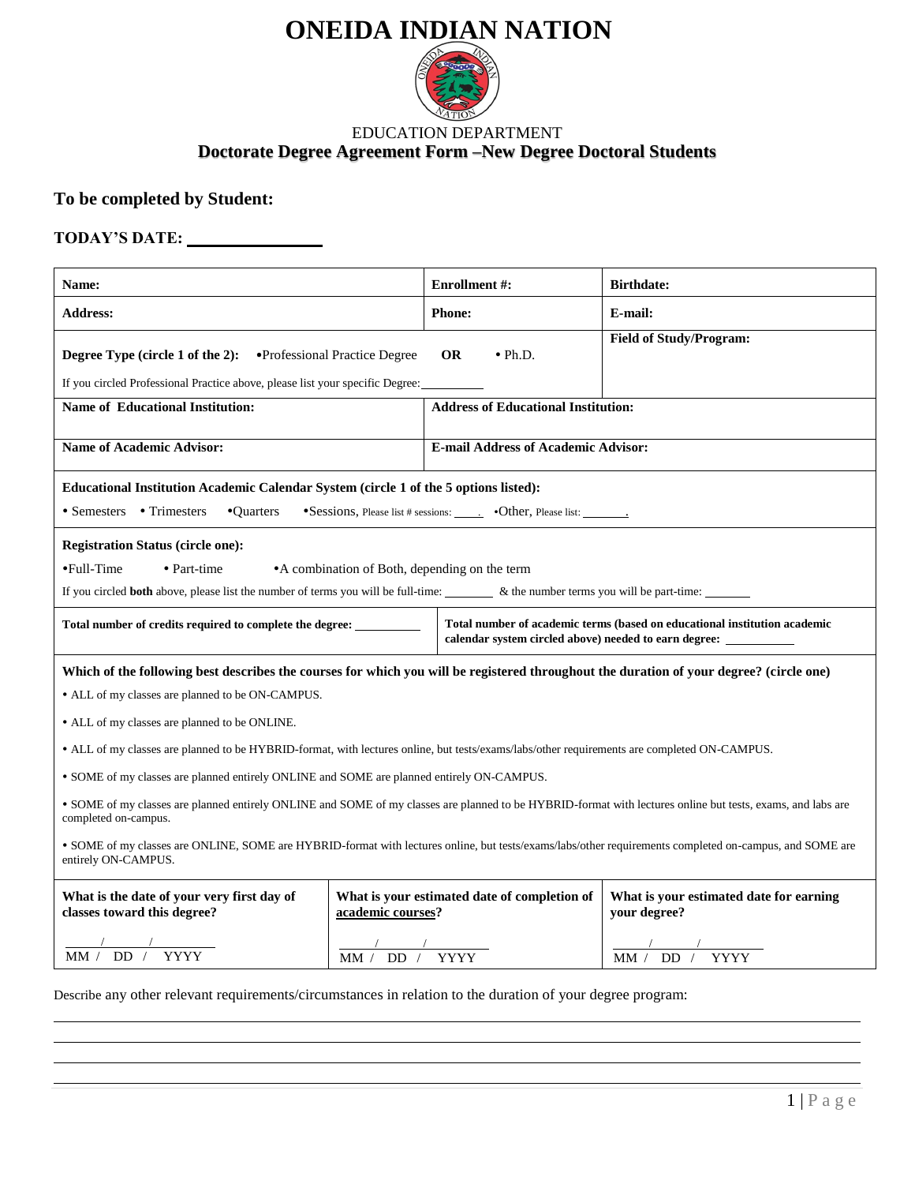# ONEIDA INDIAN NATION

EDUCATION DEPARTMENT

## Doctorate Degree Agreement Form –New Degree Doctoral Students

### To be completed by Student:

**TODAY'S DATE:** \_\_\_\_\_\_\_\_\_\_\_\_\_\_\_\_

| **Name:** | **Enrollment #:** | **Birthdate:** |
|---|---|---|
| **Address:** | **Phone:** | **E-mail:** |
| **Degree Type (circle 1 of the 2):** •Professional Practice Degree **OR** • Ph.D.<br>If you circled Professional Practice above, please list your specific Degree: \_\_\_\_\_\_\_\_\_\_ | | **Field of Study/Program:** |
| **Name of Educational Institution:** | **Address of Educational Institution:** | |
| **Name of Academic Advisor:** | **E-mail Address of Academic Advisor:** | |

**Educational Institution Academic Calendar System (circle 1 of the 5 options listed):**

• Semesters • Trimesters •Quarters •Sessions, Please list # sessions: \_\_\_\_. •Other, Please list: \_\_\_\_\_\_\_.

**Registration Status (circle one):**

•Full-Time • Part-time •A combination of Both, depending on the term

If you circled **both** above, please list the number of terms you will be full-time: \_\_\_\_\_\_\_\_ & the number terms you will be part-time: \_\_\_\_\_\_\_\_

| **Total number of credits required to complete the degree:** \_\_\_\_\_\_\_\_\_\_ | **Total number of academic terms (based on educational institution academic calendar system circled above) needed to earn degree:** \_\_\_\_\_\_\_\_\_\_\_ |
|---|---|

**Which of the following best describes the courses for which you will be registered throughout the duration of your degree? (circle one)**

• ALL of my classes are planned to be ON-CAMPUS.

• ALL of my classes are planned to be ONLINE.

• ALL of my classes are planned to be HYBRID-format, with lectures online, but tests/exams/labs/other requirements are completed ON-CAMPUS.

• SOME of my classes are planned entirely ONLINE and SOME are planned entirely ON-CAMPUS.

• SOME of my classes are planned entirely ONLINE and SOME of my classes are planned to be HYBRID-format with lectures online but tests, exams, and labs are completed on-campus.

• SOME of my classes are ONLINE, SOME are HYBRID-format with lectures online, but tests/exams/labs/other requirements completed on-campus, and SOME are entirely ON-CAMPUS.

| **What is the date of your very first day of classes toward this degree?** | **What is your estimated date of completion of <u>academic courses</u>?** | **What is your estimated date for earning your degree?** |
|---|---|---|
| \_\_\_/\_\_\_/\_\_\_\_\_ MM / DD / YYYY | \_\_\_/\_\_\_/\_\_\_\_\_ MM / DD / YYYY | \_\_\_/\_\_\_/\_\_\_\_\_ MM / DD / YYYY |

Describe any other relevant requirements/circumstances in relation to the duration of your degree program:

\_\_\_\_\_\_\_\_\_\_\_\_\_\_\_\_\_\_\_\_\_\_\_\_\_\_\_\_\_\_\_\_\_\_\_\_\_\_\_\_\_\_\_\_\_\_\_\_\_\_\_\_\_\_\_\_\_\_\_\_\_\_\_\_\_\_\_\_\_\_\_\_\_\_\_\_\_\_

\_\_\_\_\_\_\_\_\_\_\_\_\_\_\_\_\_\_\_\_\_\_\_\_\_\_\_\_\_\_\_\_\_\_\_\_\_\_\_\_\_\_\_\_\_\_\_\_\_\_\_\_\_\_\_\_\_\_\_\_\_\_\_\_\_\_\_\_\_\_\_\_\_\_\_\_\_\_

\_\_\_\_\_\_\_\_\_\_\_\_\_\_\_\_\_\_\_\_\_\_\_\_\_\_\_\_\_\_\_\_\_\_\_\_\_\_\_\_\_\_\_\_\_\_\_\_\_\_\_\_\_\_\_\_\_\_\_\_\_\_\_\_\_\_\_\_\_\_\_\_\_\_\_\_\_\_

\_\_\_\_\_\_\_\_\_\_\_\_\_\_\_\_\_\_\_\_\_\_\_\_\_\_\_\_\_\_\_\_\_\_\_\_\_\_\_\_\_\_\_\_\_\_\_\_\_\_\_\_\_\_\_\_\_\_\_\_\_\_\_\_\_\_\_\_\_\_\_\_\_\_\_\_\_\_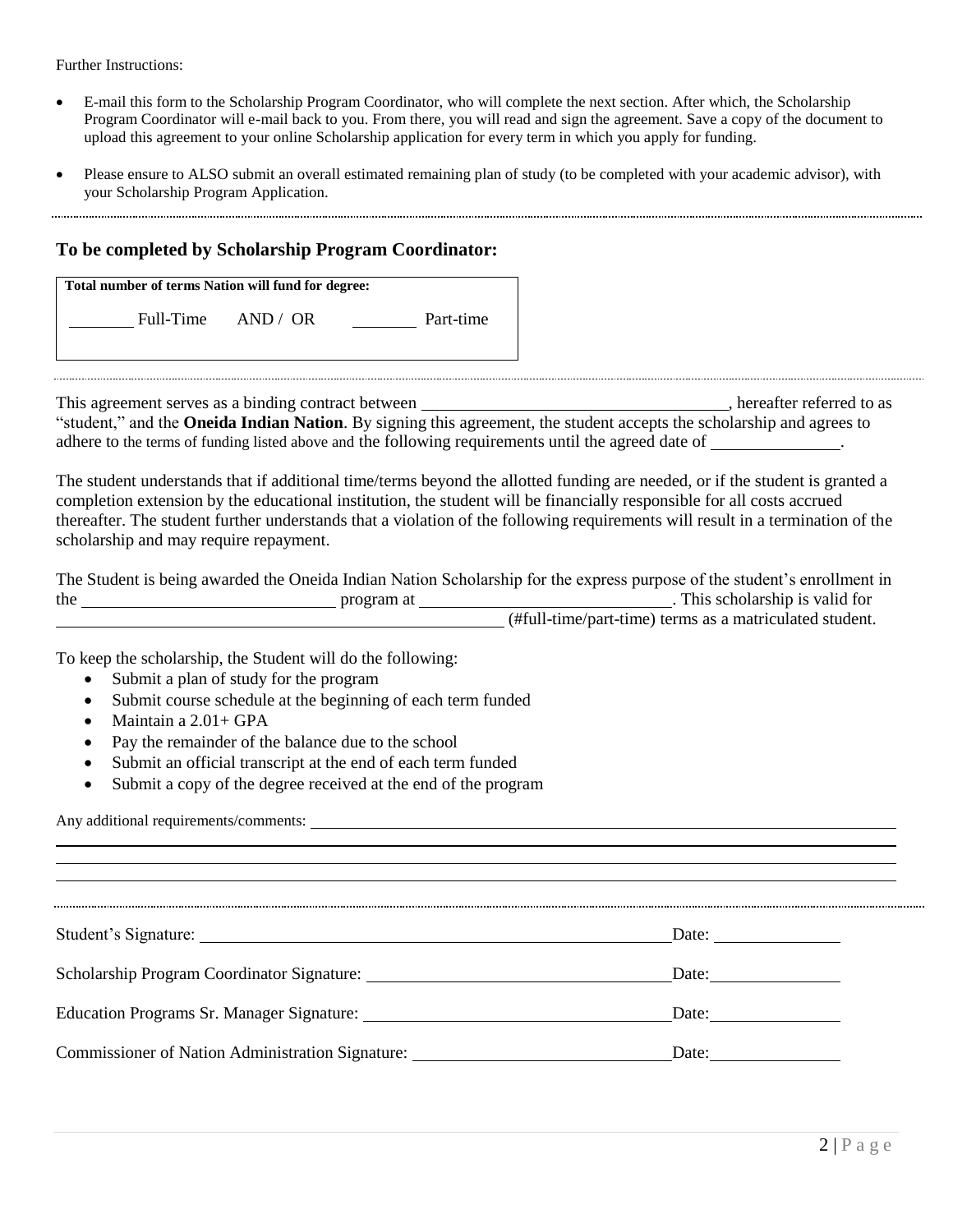Further Instructions:

- E-mail this form to the Scholarship Program Coordinator, who will complete the next section. After which, the Scholarship Program Coordinator will e-mail back to you. From there, you will read and sign the agreement. Save a copy of the document to upload this agreement to your online Scholarship application for every term in which you apply for funding.
- Please ensure to ALSO submit an overall estimated remaining plan of study (to be completed with your academic advisor), with your Scholarship Program Application.

---

## To be completed by Scholarship Program Coordinator:

**Total number of terms Nation will fund for degree:**

________ Full-Time AND / OR ________ Part-time

---

This agreement serves as a binding contract between ____________________________________, hereafter referred to as "student," and the **Oneida Indian Nation**. By signing this agreement, the student accepts the scholarship and agrees to adhere to the terms of funding listed above and the following requirements until the agreed date of _______________.

The student understands that if additional time/terms beyond the allotted funding are needed, or if the student is granted a completion extension by the educational institution, the student will be financially responsible for all costs accrued thereafter. The student further understands that a violation of the following requirements will result in a termination of the scholarship and may require repayment.

The Student is being awarded the Oneida Indian Nation Scholarship for the express purpose of the student's enrollment in the ______________________________ program at ______________________________. This scholarship is valid for ________________________________________________________ (#full-time/part-time) terms as a matriculated student.

To keep the scholarship, the Student will do the following:

- Submit a plan of study for the program
- Submit course schedule at the beginning of each term funded
- Maintain a 2.01+ GPA
- Pay the remainder of the balance due to the school
- Submit an official transcript at the end of each term funded
- Submit a copy of the degree received at the end of the program

Any additional requirements/comments: ______________________________________________________________

______________________________________________________________________________________________

______________________________________________________________________________________________

______________________________________________________________________________________________

---

Student's Signature: ____________________________________________________ Date: _______________

Scholarship Program Coordinator Signature: ____________________________________ Date: _______________

Education Programs Sr. Manager Signature: ____________________________________ Date: _______________

Commissioner of Nation Administration Signature: ______________________________ Date: _______________